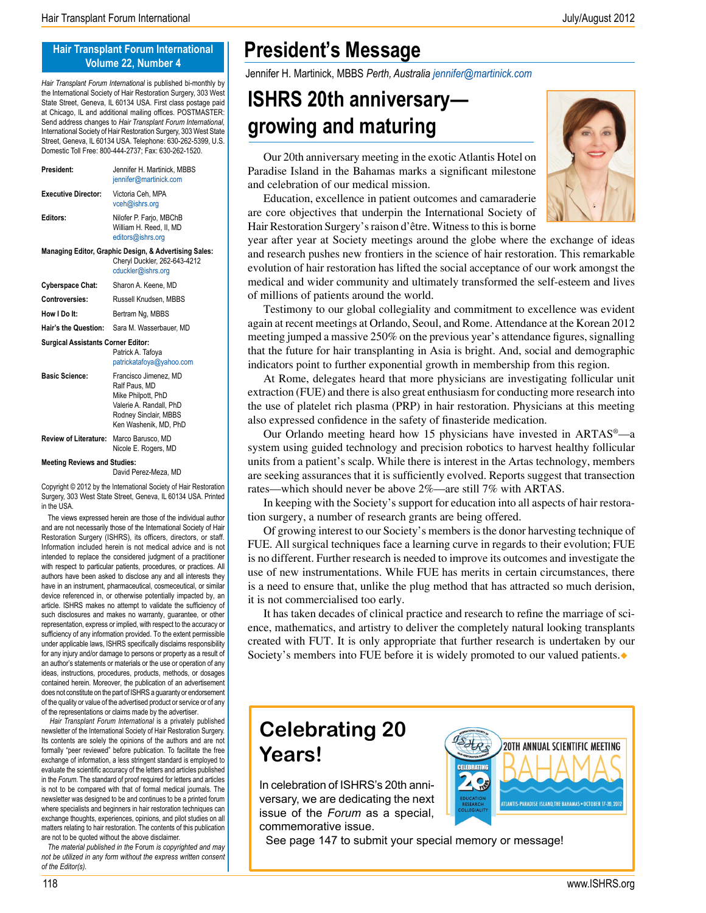## Hair Transplant Forum International Volume 22, Number 4

*Hair Transplant Forum International* is published bi-monthly by the International Society of Hair Restoration Surgery, 303 West State Street, Geneva, IL 60134 USA. First class postage paid at Chicago, IL and additional mailing offices. POSTMASTER: Send address changes to *Hair Transplant Forum International*, International Society of Hair Restoration Surgery, 303 West State Street, Geneva, IL 60134 USA. Telephone: 630-262-5399, U.S. Domestic Toll Free: 800-444-2737; Fax: 630-262-1520.

**President:** Jennifer H. Martinick, MBBS jennifer@martinick.com

**Executive Director:** Victoria Ceh, MPA vceh@ishrs.org

**Editors:** Nilofer P. Farjo, MBChB; William H. Reed, II, MD editors@ishrs.org

**Managing Editor, Graphic Design, & Advertising Sales:** Cheryl Duckler, 262-643-4212 cduckler@ishrs.org

**Cyberspace Chat:** Sharon A. Keene, MD

**Controversies:** Russell Knudsen, MBBS

**How I Do It:** Bertram Ng, MBBS

**Hair's the Question:** Sara M. Wasserbauer, MD

**Surgical Assistants Corner Editor:** Patrick A. Tafoya patrickatafoya@yahoo.com

**Basic Science:** Francisco Jimenez, MD; Ralf Paus, MD; Mike Philpott, PhD; Valerie A. Randall, PhD; Rodney Sinclair, MBBS; Ken Washenik, MD, PhD

**Review of Literature:** Marco Barusco, MD; Nicole E. Rogers, MD

**Meeting Reviews and Studies:** David Perez-Meza, MD

Copyright © 2012 by the International Society of Hair Restoration Surgery, 303 West State Street, Geneva, IL 60134 USA. Printed in the USA.

The views expressed herein are those of the individual author and are not necessarily those of the International Society of Hair Restoration Surgery (ISHRS), its officers, directors, or staff. Information included herein is not medical advice and is not intended to replace the considered judgment of a practitioner with respect to particular patients, procedures, or practices. All authors have been asked to disclose any and all interests they have in an instrument, pharmaceutical, cosmeceutical, or similar device referenced in, or otherwise potentially impacted by, an article. ISHRS makes no attempt to validate the sufficiency of such disclosures and makes no warranty, guarantee, or other representation, express or implied, with respect to the accuracy or sufficiency of any information provided. To the extent permissible under applicable laws, ISHRS specifically disclaims responsibility for any injury and/or damage to persons or property as a result of an author's statements or materials or the use or operation of any ideas, instructions, procedures, products, methods, or dosages contained herein. Moreover, the publication of an advertisement does not constitute on the part of ISHRS a guaranty or endorsement of the quality or value of the advertised product or service or of any of the representations or claims made by the advertiser.

*Hair Transplant Forum International* is a privately published newsletter of the International Society of Hair Restoration Surgery. Its contents are solely the opinions of the authors and are not formally "peer reviewed" before publication. To facilitate the free exchange of information, a less stringent standard is employed to evaluate the scientific accuracy of the letters and articles published in the *Forum*. The standard of proof required for letters and articles is not to be compared with that of formal medical journals. The newsletter was designed to be and continues to be a printed forum where specialists and beginners in hair restoration techniques can exchange thoughts, experiences, opinions, and pilot studies on all matters relating to hair restoration. The contents of this publication are not to be quoted without the above disclaimer.

*The material published in the Forum is copyrighted and may not be utilized in any form without the express written consent of the Editor(s).*

# President's Message

Jennifer H. Martinick, MBBS *Perth, Australia* jennifer@martinick.com

## ISHRS 20th anniversary—growing and maturing

Our 20th anniversary meeting in the exotic Atlantis Hotel on Paradise Island in the Bahamas marks a significant milestone and celebration of our medical mission.

Education, excellence in patient outcomes and camaraderie are core objectives that underpin the International Society of Hair Restoration Surgery's raison d'être. Witness to this is borne year after year at Society meetings around the globe where the exchange of ideas and research pushes new frontiers in the science of hair restoration. This remarkable evolution of hair restoration has lifted the social acceptance of our work amongst the medical and wider community and ultimately transformed the self-esteem and lives of millions of patients around the world.

Testimony to our global collegiality and commitment to excellence was evident again at recent meetings at Orlando, Seoul, and Rome. Attendance at the Korean 2012 meeting jumped a massive 250% on the previous year's attendance figures, signalling that the future for hair transplanting in Asia is bright. And, social and demographic indicators point to further exponential growth in membership from this region.

At Rome, delegates heard that more physicians are investigating follicular unit extraction (FUE) and there is also great enthusiasm for conducting more research into the use of platelet rich plasma (PRP) in hair restoration. Physicians at this meeting also expressed confidence in the safety of finasteride medication.

Our Orlando meeting heard how 15 physicians have invested in ARTAS®—a system using guided technology and precision robotics to harvest healthy follicular units from a patient's scalp. While there is interest in the Artas technology, members are seeking assurances that it is sufficiently evolved. Reports suggest that transection rates—which should never be above 2%—are still 7% with ARTAS.

In keeping with the Society's support for education into all aspects of hair restoration surgery, a number of research grants are being offered.

Of growing interest to our Society's members is the donor harvesting technique of FUE. All surgical techniques face a learning curve in regards to their evolution; FUE is no different. Further research is needed to improve its outcomes and investigate the use of new instrumentations. While FUE has merits in certain circumstances, there is a need to ensure that, unlike the plug method that has attracted so much derision, it is not commercialised too early.

It has taken decades of clinical practice and research to refine the marriage of science, mathematics, and artistry to deliver the completely natural looking transplants created with FUT. It is only appropriate that further research is undertaken by our Society's members into FUE before it is widely promoted to our valued patients.◆

## Celebrating 20 Years!

In celebration of ISHRS's 20th anniversary, we are dedicating the next issue of the *Forum* as a special, commemorative issue.

20TH ANNUAL SCIENTIFIC MEETING BAHAMAS — ATLANTIS-PARADISE ISLAND, THE BAHAMAS • OCTOBER 17-20, 2012

See page 147 to submit your special memory or message!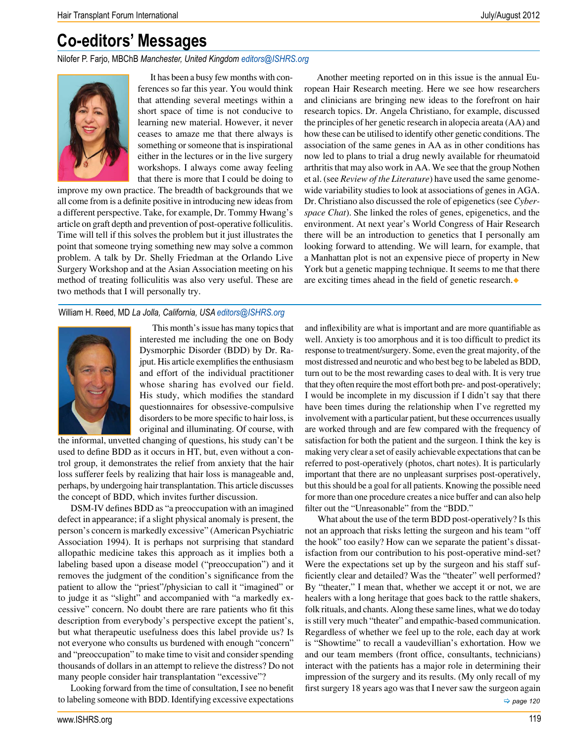# Co-editors' Messages

Nilofer P. Farjo, MBChB *Manchester, United Kingdom* editors@ISHRS.org

It has been a busy few months with conferences so far this year. You would think that attending several meetings within a short space of time is not conducive to learning new material. However, it never ceases to amaze me that there always is something or someone that is inspirational either in the lectures or in the live surgery workshops. I always come away feeling that there is more that I could be doing to improve my own practice. The breadth of backgrounds that we all come from is a definite positive in introducing new ideas from a different perspective. Take, for example, Dr. Tommy Hwang's article on graft depth and prevention of post-operative folliculitis. Time will tell if this solves the problem but it just illustrates the point that someone trying something new may solve a common problem. A talk by Dr. Shelly Friedman at the Orlando Live Surgery Workshop and at the Asian Association meeting on his method of treating folliculitis was also very useful. These are two methods that I will personally try.

Another meeting reported on in this issue is the annual European Hair Research meeting. Here we see how researchers and clinicians are bringing new ideas to the forefront on hair research topics. Dr. Angela Christiano, for example, discussed the principles of her genetic research in alopecia areata (AA) and how these can be utilised to identify other genetic conditions. The association of the same genes in AA as in other conditions has now led to plans to trial a drug newly available for rheumatoid arthritis that may also work in AA. We see that the group Nothen et al. (see *Review of the Literature*) have used the same genome-wide variability studies to look at associations of genes in AGA. Dr. Christiano also discussed the role of epigenetics (see *Cyberspace Chat*). She linked the roles of genes, epigenetics, and the environment. At next year's World Congress of Hair Research there will be an introduction to genetics that I personally am looking forward to attending. We will learn, for example, that a Manhattan plot is not an expensive piece of property in New York but a genetic mapping technique. It seems to me that there are exciting times ahead in the field of genetic research.◆

William H. Reed, MD *La Jolla, California, USA* editors@ISHRS.org

This month's issue has many topics that interested me including the one on Body Dysmorphic Disorder (BDD) by Dr. Rajput. His article exemplifies the enthusiasm and effort of the individual practitioner whose sharing has evolved our field. His study, which modifies the standard questionnaires for obsessive-compulsive disorders to be more specific to hair loss, is original and illuminating. Of course, with the informal, unvetted changing of questions, his study can't be used to define BDD as it occurs in HT, but, even without a control group, it demonstrates the relief from anxiety that the hair loss sufferer feels by realizing that hair loss is manageable and, perhaps, by undergoing hair transplantation. This article discusses the concept of BDD, which invites further discussion.

DSM-IV defines BDD as "a preoccupation with an imagined defect in appearance; if a slight physical anomaly is present, the person's concern is markedly excessive" (American Psychiatric Association 1994). It is perhaps not surprising that standard allopathic medicine takes this approach as it implies both a labeling based upon a disease model ("preoccupation") and it removes the judgment of the condition's significance from the patient to allow the "priest"/physician to call it "imagined" or to judge it as "slight" and accompanied with "a markedly excessive" concern. No doubt there are rare patients who fit this description from everybody's perspective except the patient's, but what therapeutic usefulness does this label provide us? Is not everyone who consults us burdened with enough "concern" and "preoccupation" to make time to visit and consider spending thousands of dollars in an attempt to relieve the distress? Do not many people consider hair transplantation "excessive"?

Looking forward from the time of consultation, I see no benefit to labeling someone with BDD. Identifying excessive expectations and inflexibility are what is important and are more quantifiable as well. Anxiety is too amorphous and it is too difficult to predict its response to treatment/surgery. Some, even the great majority, of the most distressed and neurotic and who best beg to be labeled as BDD, turn out to be the most rewarding cases to deal with. It is very true that they often require the most effort both pre- and post-operatively; I would be incomplete in my discussion if I didn't say that there have been times during the relationship when I've regretted my involvement with a particular patient, but these occurrences usually are worked through and are few compared with the frequency of satisfaction for both the patient and the surgeon. I think the key is making very clear a set of easily achievable expectations that can be referred to post-operatively (photos, chart notes). It is particularly important that there are no unpleasant surprises post-operatively, but this should be a goal for all patients. Knowing the possible need for more than one procedure creates a nice buffer and can also help filter out the "Unreasonable" from the "BDD."

What about the use of the term BDD post-operatively? Is this not an approach that risks letting the surgeon and his team "off the hook" too easily? How can we separate the patient's dissatisfaction from our contribution to his post-operative mind-set? Were the expectations set up by the surgeon and his staff sufficiently clear and detailed? Was the "theater" well performed? By "theater," I mean that, whether we accept it or not, we are healers with a long heritage that goes back to the rattle shakers, folk rituals, and chants. Along these same lines, what we do today is still very much "theater" and empathic-based communication. Regardless of whether we feel up to the role, each day at work is "Showtime" to recall a vaudevillian's exhortation. How we and our team members (front office, consultants, technicians) interact with the patients has a major role in determining their impression of the surgery and its results. (My only recall of my first surgery 18 years ago was that I never saw the surgeon again

➡ page 120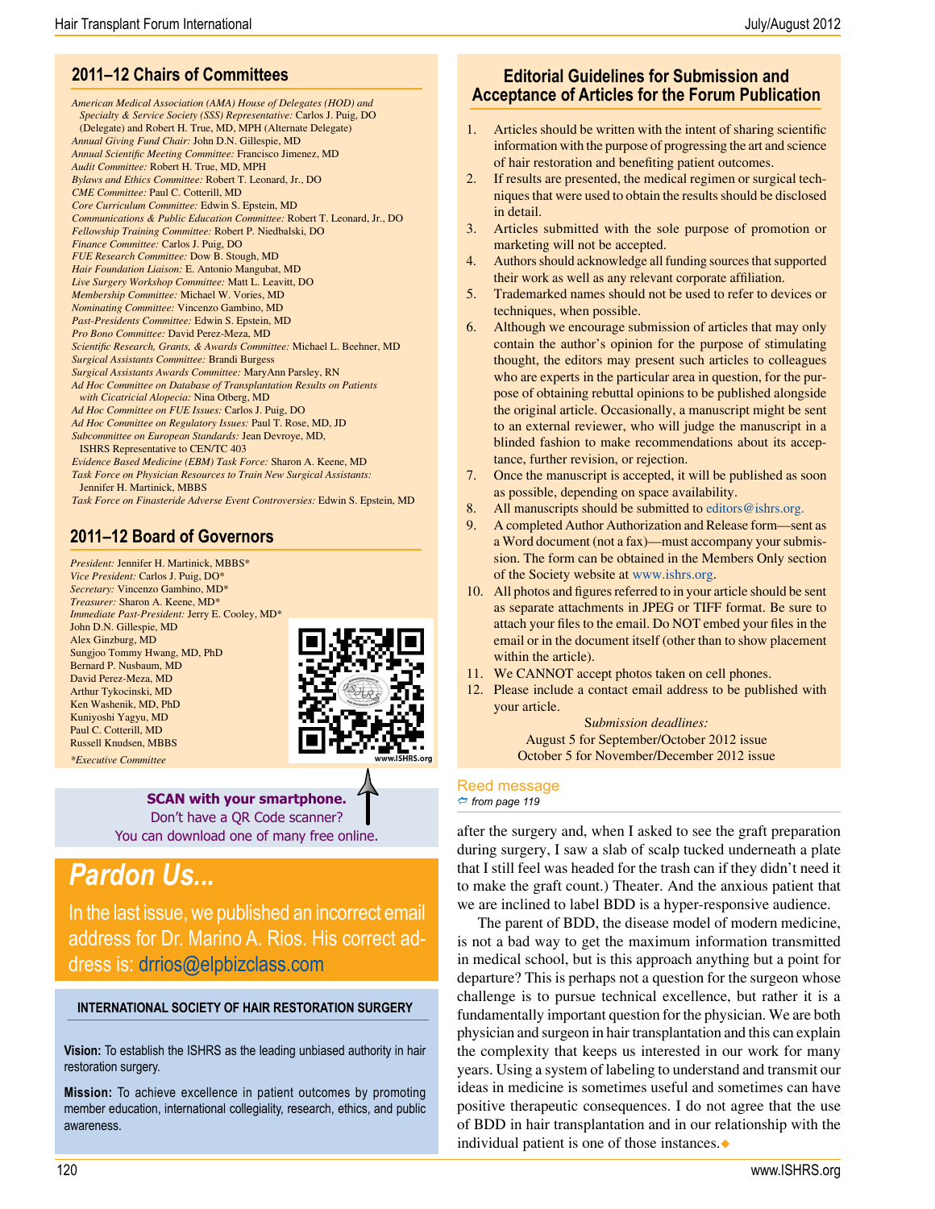## 2011–12 Chairs of Committees

*American Medical Association (AMA) House of Delegates (HOD) and Specialty & Service Society (SSS) Representative:* Carlos J. Puig, DO (Delegate) and Robert H. True, MD, MPH (Alternate Delegate)
*Annual Giving Fund Chair:* John D.N. Gillespie, MD
*Annual Scientific Meeting Committee:* Francisco Jimenez, MD
*Audit Committee:* Robert H. True, MD, MPH
*Bylaws and Ethics Committee:* Robert T. Leonard, Jr., DO
*CME Committee:* Paul C. Cotterill, MD
*Core Curriculum Committee:* Edwin S. Epstein, MD
*Communications & Public Education Committee:* Robert T. Leonard, Jr., DO
*Fellowship Training Committee:* Robert P. Niedbalski, DO
*Finance Committee:* Carlos J. Puig, DO
*FUE Research Committee:* Dow B. Stough, MD
*Hair Foundation Liaison:* E. Antonio Mangubat, MD
*Live Surgery Workshop Committee:* Matt L. Leavitt, DO
*Membership Committee:* Michael W. Vories, MD
*Nominating Committee:* Vincenzo Gambino, MD
*Past-Presidents Committee:* Edwin S. Epstein, MD
*Pro Bono Committee:* David Perez-Meza, MD
*Scientific Research, Grants, & Awards Committee:* Michael L. Beehner, MD
*Surgical Assistants Committee:* Brandi Burgess
*Surgical Assistants Awards Committee:* MaryAnn Parsley, RN
*Ad Hoc Committee on Database of Transplantation Results on Patients with Cicatricial Alopecia:* Nina Otberg, MD
*Ad Hoc Committee on FUE Issues:* Carlos J. Puig, DO
*Ad Hoc Committee on Regulatory Issues:* Paul T. Rose, MD, JD
*Subcommittee on European Standards:* Jean Devroye, MD, ISHRS Representative to CEN/TC 403
*Evidence Based Medicine (EBM) Task Force:* Sharon A. Keene, MD
*Task Force on Physician Resources to Train New Surgical Assistants:* Jennifer H. Martinick, MBBS
*Task Force on Finasteride Adverse Event Controversies:* Edwin S. Epstein, MD

## 2011–12 Board of Governors

*President:* Jennifer H. Martinick, MBBS*
*Vice President:* Carlos J. Puig, DO*
*Secretary:* Vincenzo Gambino, MD*
*Treasurer:* Sharon A. Keene, MD*
*Immediate Past-President:* Jerry E. Cooley, MD*
John D.N. Gillespie, MD
Alex Ginzburg, MD
Sungjoo Tommy Hwang, MD, PhD
Bernard P. Nusbaum, MD
David Perez-Meza, MD
Arthur Tykocinski, MD
Ken Washenik, MD, PhD
Kuniyoshi Yagyu, MD
Paul C. Cotterill, MD
Russell Knudsen, MBBS

**Executive Committee*

www.ISHRS.org

**SCAN with your smartphone.**
Don't have a QR Code scanner?
You can download one of many free online.

## *Pardon Us...*

In the last issue, we published an incorrect email address for Dr. Marino A. Rios. His correct address is: drrios@elpbizclass.com

**INTERNATIONAL SOCIETY OF HAIR RESTORATION SURGERY**

**Vision:** To establish the ISHRS as the leading unbiased authority in hair restoration surgery.

**Mission:** To achieve excellence in patient outcomes by promoting member education, international collegiality, research, ethics, and public awareness.

## Editorial Guidelines for Submission and Acceptance of Articles for the Forum Publication

1. Articles should be written with the intent of sharing scientific information with the purpose of progressing the art and science of hair restoration and benefiting patient outcomes.
2. If results are presented, the medical regimen or surgical techniques that were used to obtain the results should be disclosed in detail.
3. Articles submitted with the sole purpose of promotion or marketing will not be accepted.
4. Authors should acknowledge all funding sources that supported their work as well as any relevant corporate affiliation.
5. Trademarked names should not be used to refer to devices or techniques, when possible.
6. Although we encourage submission of articles that may only contain the author's opinion for the purpose of stimulating thought, the editors may present such articles to colleagues who are experts in the particular area in question, for the purpose of obtaining rebuttal opinions to be published alongside the original article. Occasionally, a manuscript might be sent to an external reviewer, who will judge the manuscript in a blinded fashion to make recommendations about its acceptance, further revision, or rejection.
7. Once the manuscript is accepted, it will be published as soon as possible, depending on space availability.
8. All manuscripts should be submitted to editors@ishrs.org.
9. A completed Author Authorization and Release form—sent as a Word document (not a fax)—must accompany your submission. The form can be obtained in the Members Only section of the Society website at www.ishrs.org.
10. All photos and figures referred to in your article should be sent as separate attachments in JPEG or TIFF format. Be sure to attach your files to the email. Do NOT embed your files in the email or in the document itself (other than to show placement within the article).
11. We CANNOT accept photos taken on cell phones.
12. Please include a contact email address to be published with your article.

*Submission deadlines:*
August 5 for September/October 2012 issue
October 5 for November/December 2012 issue

## Reed message

*from page 119*

after the surgery and, when I asked to see the graft preparation during surgery, I saw a slab of scalp tucked underneath a plate that I still feel was headed for the trash can if they didn't need it to make the graft count.) Theater. And the anxious patient that we are inclined to label BDD is a hyper-responsive audience.

The parent of BDD, the disease model of modern medicine, is not a bad way to get the maximum information transmitted in medical school, but is this approach anything but a point for departure? This is perhaps not a question for the surgeon whose challenge is to pursue technical excellence, but rather it is a fundamentally important question for the physician. We are both physician and surgeon in hair transplantation and this can explain the complexity that keeps us interested in our work for many years. Using a system of labeling to understand and transmit our ideas in medicine is sometimes useful and sometimes can have positive therapeutic consequences. I do not agree that the use of BDD in hair transplantation and in our relationship with the individual patient is one of those instances.◆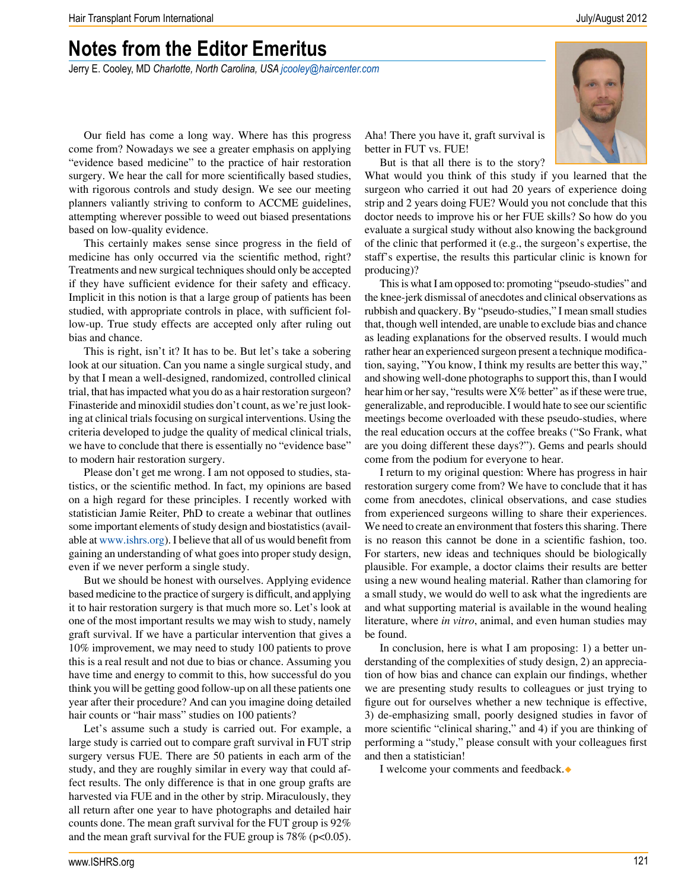# Notes from the Editor Emeritus

Jerry E. Cooley, MD *Charlotte, North Carolina, USA* jcooley@haircenter.com

Our field has come a long way. Where has this progress come from? Nowadays we see a greater emphasis on applying "evidence based medicine" to the practice of hair restoration surgery. We hear the call for more scientifically based studies, with rigorous controls and study design. We see our meeting planners valiantly striving to conform to ACCME guidelines, attempting wherever possible to weed out biased presentations based on low-quality evidence.

This certainly makes sense since progress in the field of medicine has only occurred via the scientific method, right? Treatments and new surgical techniques should only be accepted if they have sufficient evidence for their safety and efficacy. Implicit in this notion is that a large group of patients has been studied, with appropriate controls in place, with sufficient follow-up. True study effects are accepted only after ruling out bias and chance.

This is right, isn't it? It has to be. But let's take a sobering look at our situation. Can you name a single surgical study, and by that I mean a well-designed, randomized, controlled clinical trial, that has impacted what you do as a hair restoration surgeon? Finasteride and minoxidil studies don't count, as we're just looking at clinical trials focusing on surgical interventions. Using the criteria developed to judge the quality of medical clinical trials, we have to conclude that there is essentially no "evidence base" to modern hair restoration surgery.

Please don't get me wrong. I am not opposed to studies, statistics, or the scientific method. In fact, my opinions are based on a high regard for these principles. I recently worked with statistician Jamie Reiter, PhD to create a webinar that outlines some important elements of study design and biostatistics (available at www.ishrs.org). I believe that all of us would benefit from gaining an understanding of what goes into proper study design, even if we never perform a single study.

But we should be honest with ourselves. Applying evidence based medicine to the practice of surgery is difficult, and applying it to hair restoration surgery is that much more so. Let's look at one of the most important results we may wish to study, namely graft survival. If we have a particular intervention that gives a 10% improvement, we may need to study 100 patients to prove this is a real result and not due to bias or chance. Assuming you have time and energy to commit to this, how successful do you think you will be getting good follow-up on all these patients one year after their procedure? And can you imagine doing detailed hair counts or "hair mass" studies on 100 patients?

Let's assume such a study is carried out. For example, a large study is carried out to compare graft survival in FUT strip surgery versus FUE. There are 50 patients in each arm of the study, and they are roughly similar in every way that could affect results. The only difference is that in one group grafts are harvested via FUE and in the other by strip. Miraculously, they all return after one year to have photographs and detailed hair counts done. The mean graft survival for the FUT group is 92% and the mean graft survival for the FUE group is 78% ($p<0.05$). Aha! There you have it, graft survival is better in FUT vs. FUE!

But is that all there is to the story? What would you think of this study if you learned that the surgeon who carried it out had 20 years of experience doing strip and 2 years doing FUE? Would you not conclude that this doctor needs to improve his or her FUE skills? So how do you evaluate a surgical study without also knowing the background of the clinic that performed it (e.g., the surgeon's expertise, the staff's expertise, the results this particular clinic is known for producing)?

This is what I am opposed to: promoting "pseudo-studies" and the knee-jerk dismissal of anecdotes and clinical observations as rubbish and quackery. By "pseudo-studies," I mean small studies that, though well intended, are unable to exclude bias and chance as leading explanations for the observed results. I would much rather hear an experienced surgeon present a technique modification, saying, "You know, I think my results are better this way," and showing well-done photographs to support this, than I would hear him or her say, "results were X% better" as if these were true, generalizable, and reproducible. I would hate to see our scientific meetings become overloaded with these pseudo-studies, where the real education occurs at the coffee breaks ("So Frank, what are you doing different these days?"). Gems and pearls should come from the podium for everyone to hear.

I return to my original question: Where has progress in hair restoration surgery come from? We have to conclude that it has come from anecdotes, clinical observations, and case studies from experienced surgeons willing to share their experiences. We need to create an environment that fosters this sharing. There is no reason this cannot be done in a scientific fashion, too. For starters, new ideas and techniques should be biologically plausible. For example, a doctor claims their results are better using a new wound healing material. Rather than clamoring for a small study, we would do well to ask what the ingredients are and what supporting material is available in the wound healing literature, where *in vitro*, animal, and even human studies may be found.

In conclusion, here is what I am proposing: 1) a better understanding of the complexities of study design, 2) an appreciation of how bias and chance can explain our findings, whether we are presenting study results to colleagues or just trying to figure out for ourselves whether a new technique is effective, 3) de-emphasizing small, poorly designed studies in favor of more scientific "clinical sharing," and 4) if you are thinking of performing a "study," please consult with your colleagues first and then a statistician!

I welcome your comments and feedback.◆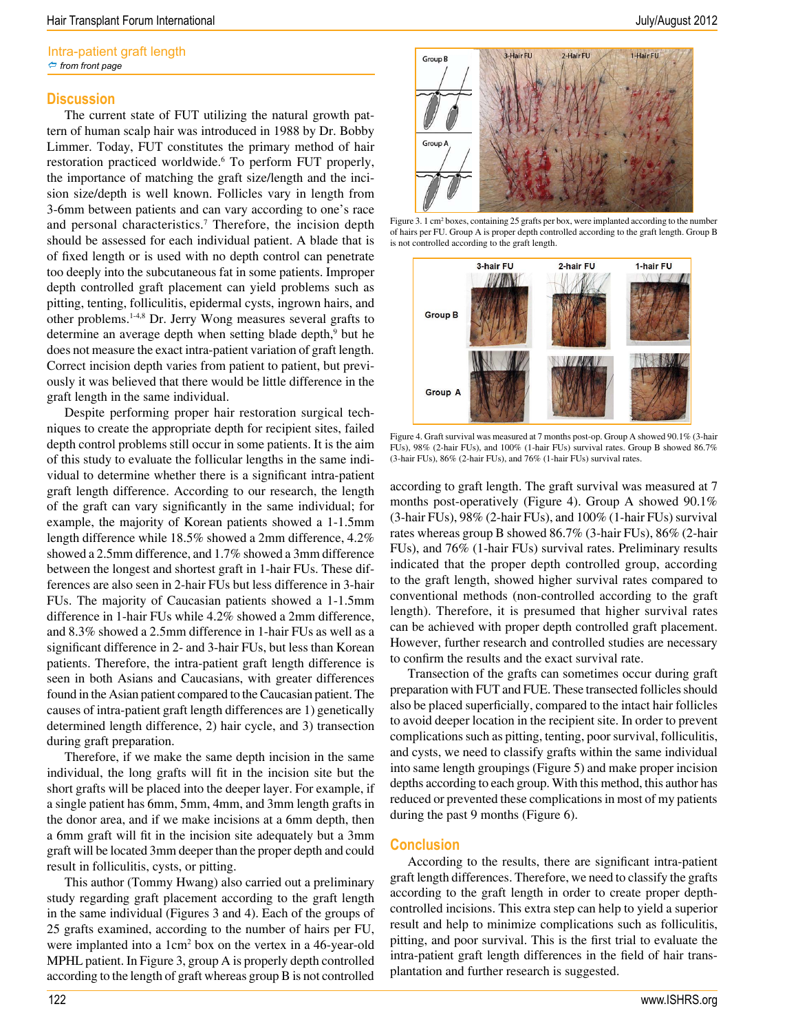## Intra-patient graft length

*from front page*

## Discussion

The current state of FUT utilizing the natural growth pattern of human scalp hair was introduced in 1988 by Dr. Bobby Limmer. Today, FUT constitutes the primary method of hair restoration practiced worldwide.[6] To perform FUT properly, the importance of matching the graft size/length and the incision size/depth is well known. Follicles vary in length from 3-6mm between patients and can vary according to one's race and personal characteristics.[7] Therefore, the incision depth should be assessed for each individual patient. A blade that is of fixed length or is used with no depth control can penetrate too deeply into the subcutaneous fat in some patients. Improper depth controlled graft placement can yield problems such as pitting, tenting, folliculitis, epidermal cysts, ingrown hairs, and other problems.[1-4,8] Dr. Jerry Wong measures several grafts to determine an average depth when setting blade depth,[9] but he does not measure the exact intra-patient variation of graft length. Correct incision depth varies from patient to patient, but previously it was believed that there would be little difference in the graft length in the same individual.

Despite performing proper hair restoration surgical techniques to create the appropriate depth for recipient sites, failed depth control problems still occur in some patients. It is the aim of this study to evaluate the follicular lengths in the same individual to determine whether there is a significant intra-patient graft length difference. According to our research, the length of the graft can vary significantly in the same individual; for example, the majority of Korean patients showed a 1-1.5mm length difference while 18.5% showed a 2mm difference, 4.2% showed a 2.5mm difference, and 1.7% showed a 3mm difference between the longest and shortest graft in 1-hair FUs. These differences are also seen in 2-hair FUs but less difference in 3-hair FUs. The majority of Caucasian patients showed a 1-1.5mm difference in 1-hair FUs while 4.2% showed a 2mm difference, and 8.3% showed a 2.5mm difference in 1-hair FUs as well as a significant difference in 2- and 3-hair FUs, but less than Korean patients. Therefore, the intra-patient graft length difference is seen in both Asians and Caucasians, with greater differences found in the Asian patient compared to the Caucasian patient. The causes of intra-patient graft length differences are 1) genetically determined length difference, 2) hair cycle, and 3) transection during graft preparation.

Therefore, if we make the same depth incision in the same individual, the long grafts will fit in the incision site but the short grafts will be placed into the deeper layer. For example, if a single patient has 6mm, 5mm, 4mm, and 3mm length grafts in the donor area, and if we make incisions at a 6mm depth, then a 6mm graft will fit in the incision site adequately but a 3mm graft will be located 3mm deeper than the proper depth and could result in folliculitis, cysts, or pitting.

This author (Tommy Hwang) also carried out a preliminary study regarding graft placement according to the graft length in the same individual (Figures 3 and 4). Each of the groups of 25 grafts examined, according to the number of hairs per FU, were implanted into a 1cm² box on the vertex in a 46-year-old MPHL patient. In Figure 3, group A is properly depth controlled according to the length of graft whereas group B is not controlled according to graft length. The graft survival was measured at 7 months post-operatively (Figure 4). Group A showed 90.1% (3-hair FUs), 98% (2-hair FUs), and 100% (1-hair FUs) survival rates whereas group B showed 86.7% (3-hair FUs), 86% (2-hair FUs), and 76% (1-hair FUs) survival rates. Preliminary results indicated that the proper depth controlled group, according to the graft length, showed higher survival rates compared to conventional methods (non-controlled according to the graft length). Therefore, it is presumed that higher survival rates can be achieved with proper depth controlled graft placement. However, further research and controlled studies are necessary to confirm the results and the exact survival rate.

Figure 3. 1 cm² boxes, containing 25 grafts per box, were implanted according to the number of hairs per FU. Group A is proper depth controlled according to the graft length. Group B is not controlled according to the graft length.

Figure 4. Graft survival was measured at 7 months post-op. Group A showed 90.1% (3-hair FUs), 98% (2-hair FUs), and 100% (1-hair FUs) survival rates. Group B showed 86.7% (3-hair FUs), 86% (2-hair FUs), and 76% (1-hair FUs) survival rates.

Transection of the grafts can sometimes occur during graft preparation with FUT and FUE. These transected follicles should also be placed superficially, compared to the intact hair follicles to avoid deeper location in the recipient site. In order to prevent complications such as pitting, tenting, poor survival, folliculitis, and cysts, we need to classify grafts within the same individual into same length groupings (Figure 5) and make proper incision depths according to each group. With this method, this author has reduced or prevented these complications in most of my patients during the past 9 months (Figure 6).

## Conclusion

According to the results, there are significant intra-patient graft length differences. Therefore, we need to classify the grafts according to the graft length in order to create proper depth-controlled incisions. This extra step can help to yield a superior result and help to minimize complications such as folliculitis, pitting, and poor survival. This is the first trial to evaluate the intra-patient graft length differences in the field of hair transplantation and further research is suggested.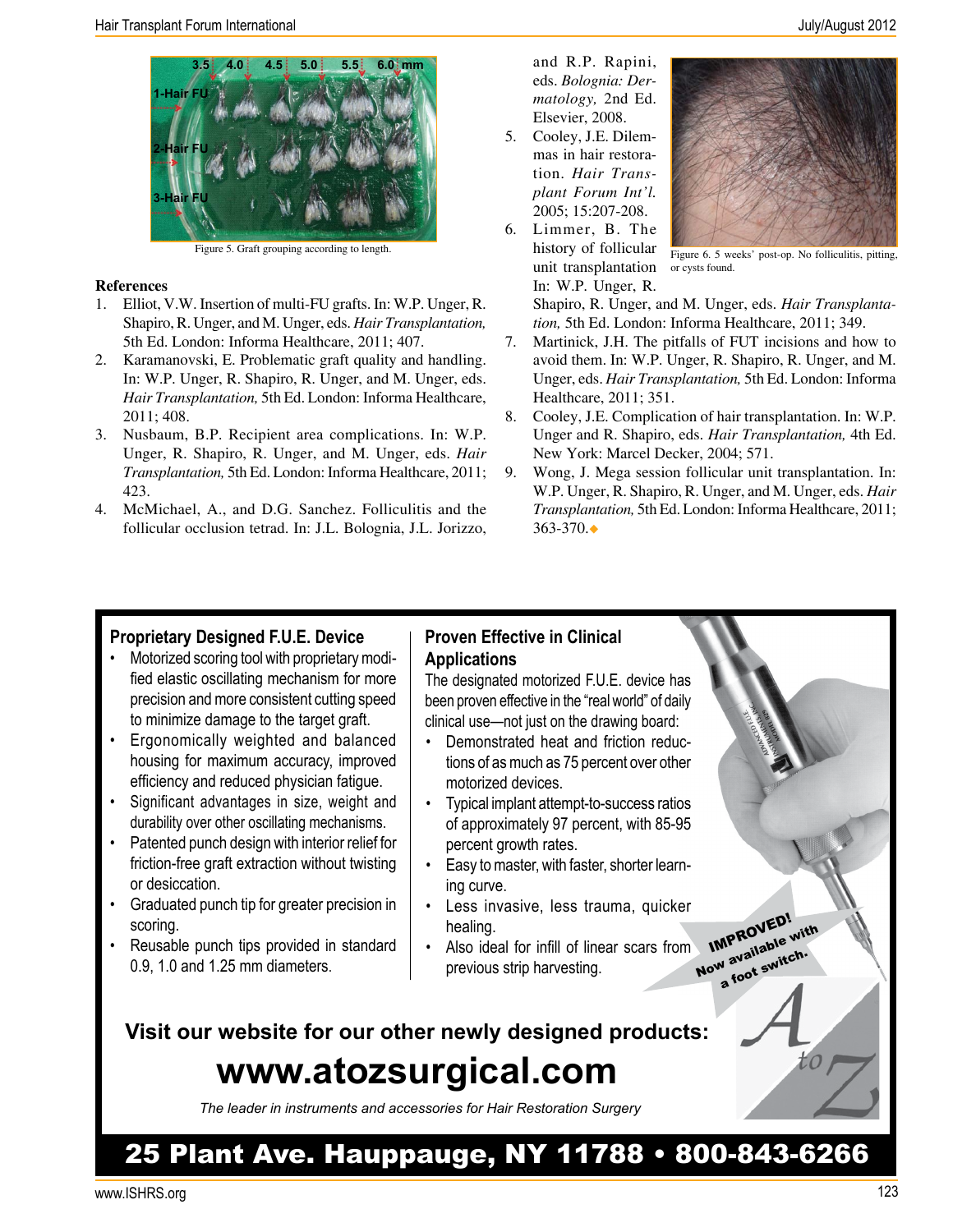Figure 5. Graft grouping according to length.

Figure 6. 5 weeks' post-op. No folliculitis, pitting, or cysts found.

### References

1. Elliot, V.W. Insertion of multi-FU grafts. In: W.P. Unger, R. Shapiro, R. Unger, and M. Unger, eds. *Hair Transplantation,* 5th Ed. London: Informa Healthcare, 2011; 407.
2. Karamanovski, E. Problematic graft quality and handling. In: W.P. Unger, R. Shapiro, R. Unger, and M. Unger, eds. *Hair Transplantation,* 5th Ed. London: Informa Healthcare, 2011; 408.
3. Nusbaum, B.P. Recipient area complications. In: W.P. Unger, R. Shapiro, R. Unger, and M. Unger, eds. *Hair Transplantation,* 5th Ed. London: Informa Healthcare, 2011; 423.
4. McMichael, A., and D.G. Sanchez. Folliculitis and the follicular occlusion tetrad. In: J.L. Bolognia, J.L. Jorizzo, and R.P. Rapini, eds. *Bolognia: Dermatology,* 2nd Ed. Elsevier, 2008.
5. Cooley, J.E. Dilemmas in hair restoration. *Hair Transplant Forum Int'l.* 2005; 15:207-208.
6. Limmer, B. The history of follicular unit transplantation In: W.P. Unger, R. Shapiro, R. Unger, and M. Unger, eds. *Hair Transplantation,* 5th Ed. London: Informa Healthcare, 2011; 349.
7. Martinick, J.H. The pitfalls of FUT incisions and how to avoid them. In: W.P. Unger, R. Shapiro, R. Unger, and M. Unger, eds. *Hair Transplantation,* 5th Ed. London: Informa Healthcare, 2011; 351.
8. Cooley, J.E. Complication of hair transplantation. In: W.P. Unger and R. Shapiro, eds. *Hair Transplantation,* 4th Ed. New York: Marcel Decker, 2004; 571.
9. Wong, J. Mega session follicular unit transplantation. In: W.P. Unger, R. Shapiro, R. Unger, and M. Unger, eds. *Hair Transplantation,* 5th Ed. London: Informa Healthcare, 2011; 363-370.

### Proprietary Designed F.U.E. Device

- Motorized scoring tool with proprietary modified elastic oscillating mechanism for more precision and more consistent cutting speed to minimize damage to the target graft.
- Ergonomically weighted and balanced housing for maximum accuracy, improved efficiency and reduced physician fatigue.
- Significant advantages in size, weight and durability over other oscillating mechanisms.
- Patented punch design with interior relief for friction-free graft extraction without twisting or desiccation.
- Graduated punch tip for greater precision in scoring.
- Reusable punch tips provided in standard 0.9, 1.0 and 1.25 mm diameters.

### Proven Effective in Clinical Applications

The designated motorized F.U.E. device has been proven effective in the "real world" of daily clinical use—not just on the drawing board:

- Demonstrated heat and friction reductions of as much as 75 percent over other motorized devices.
- Typical implant attempt-to-success ratios of approximately 97 percent, with 85-95 percent growth rates.
- Easy to master, with faster, shorter learning curve.
- Less invasive, less trauma, quicker healing.
- Also ideal for infill of linear scars from previous strip harvesting.

IMPROVED! Now available with a foot switch.

**Visit our website for our other newly designed products:**

**www.atozsurgical.com**

*The leader in instruments and accessories for Hair Restoration Surgery*

**25 Plant Ave. Hauppauge, NY 11788 • 800-843-6266**